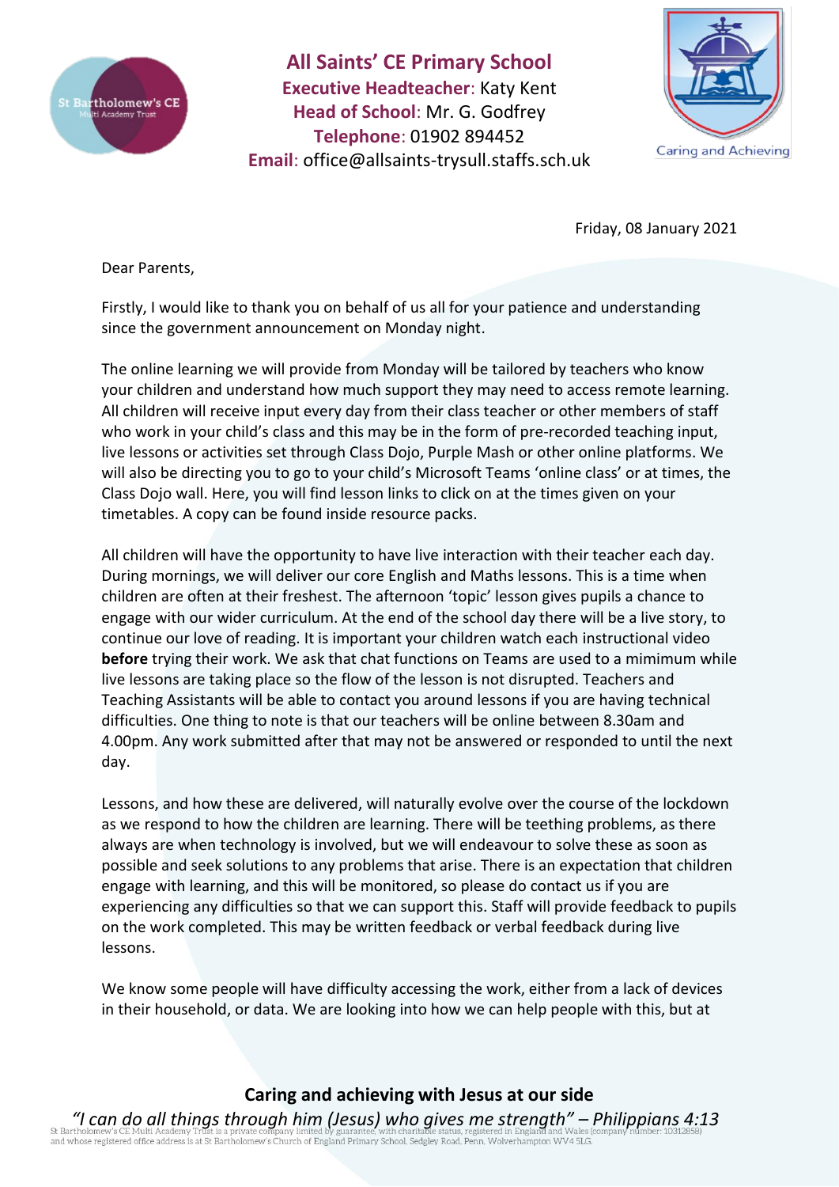# All Saints' CE Primary School

**Executive Headteacher**: Katy Kent
**Head of School**: Mr. G. Godfrey
**Telephone**: 01902 894452
**Email**: office@allsaints-trysull.staffs.sch.uk

Caring and Achieving

Friday, 08 January 2021

Dear Parents,

Firstly, I would like to thank you on behalf of us all for your patience and understanding since the government announcement on Monday night.

The online learning we will provide from Monday will be tailored by teachers who know your children and understand how much support they may need to access remote learning. All children will receive input every day from their class teacher or other members of staff who work in your child's class and this may be in the form of pre-recorded teaching input, live lessons or activities set through Class Dojo, Purple Mash or other online platforms. We will also be directing you to go to your child's Microsoft Teams 'online class' or at times, the Class Dojo wall. Here, you will find lesson links to click on at the times given on your timetables. A copy can be found inside resource packs.

All children will have the opportunity to have live interaction with their teacher each day. During mornings, we will deliver our core English and Maths lessons. This is a time when children are often at their freshest. The afternoon 'topic' lesson gives pupils a chance to engage with our wider curriculum. At the end of the school day there will be a live story, to continue our love of reading. It is important your children watch each instructional video **before** trying their work. We ask that chat functions on Teams are used to a mimimum while live lessons are taking place so the flow of the lesson is not disrupted. Teachers and Teaching Assistants will be able to contact you around lessons if you are having technical difficulties. One thing to note is that our teachers will be online between 8.30am and 4.00pm. Any work submitted after that may not be answered or responded to until the next day.

Lessons, and how these are delivered, will naturally evolve over the course of the lockdown as we respond to how the children are learning. There will be teething problems, as there always are when technology is involved, but we will endeavour to solve these as soon as possible and seek solutions to any problems that arise. There is an expectation that children engage with learning, and this will be monitored, so please do contact us if you are experiencing any difficulties so that we can support this. Staff will provide feedback to pupils on the work completed. This may be written feedback or verbal feedback during live lessons.

We know some people will have difficulty accessing the work, either from a lack of devices in their household, or data. We are looking into how we can help people with this, but at

**Caring and achieving with Jesus at our side**

*"I can do all things through him (Jesus) who gives me strength" – Philippians 4:13*

St Bartholomew's CE Multi Academy Trust is a private company limited by guarantee, with charitable status, registered in England and Wales (company number: 10312858) and whose registered office address is at St Bartholomew's Church of England Primary School, Sedgley Road, Penn, Wolverhampton WV4 5LG.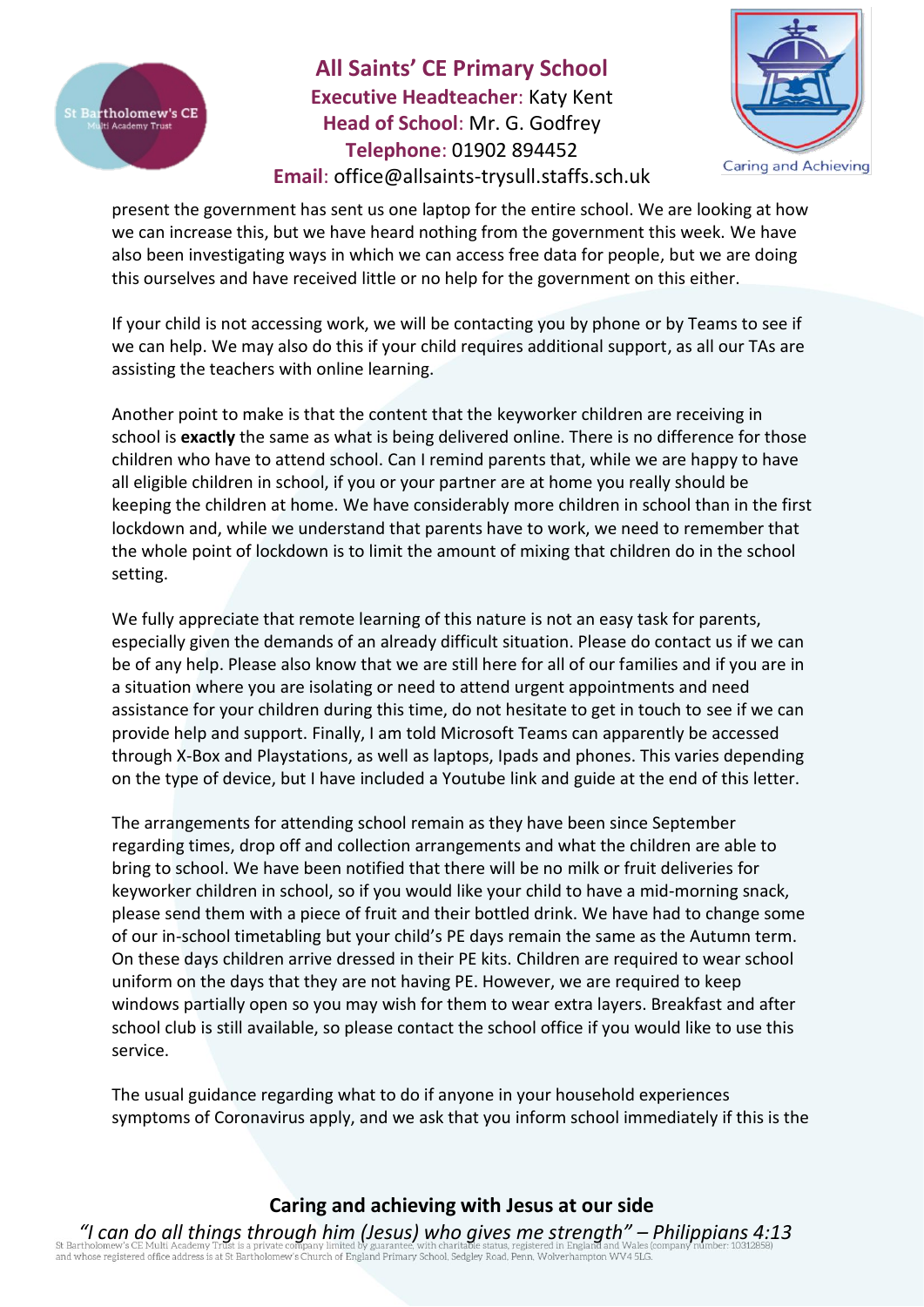present the government has sent us one laptop for the entire school. We are looking at how we can increase this, but we have heard nothing from the government this week. We have also been investigating ways in which we can access free data for people, but we are doing this ourselves and have received little or no help for the government on this either.

If your child is not accessing work, we will be contacting you by phone or by Teams to see if we can help. We may also do this if your child requires additional support, as all our TAs are assisting the teachers with online learning.

Another point to make is that the content that the keyworker children are receiving in school is **exactly** the same as what is being delivered online. There is no difference for those children who have to attend school. Can I remind parents that, while we are happy to have all eligible children in school, if you or your partner are at home you really should be keeping the children at home. We have considerably more children in school than in the first lockdown and, while we understand that parents have to work, we need to remember that the whole point of lockdown is to limit the amount of mixing that children do in the school setting.

We fully appreciate that remote learning of this nature is not an easy task for parents, especially given the demands of an already difficult situation. Please do contact us if we can be of any help. Please also know that we are still here for all of our families and if you are in a situation where you are isolating or need to attend urgent appointments and need assistance for your children during this time, do not hesitate to get in touch to see if we can provide help and support. Finally, I am told Microsoft Teams can apparently be accessed through X-Box and Playstations, as well as laptops, Ipads and phones. This varies depending on the type of device, but I have included a Youtube link and guide at the end of this letter.

The arrangements for attending school remain as they have been since September regarding times, drop off and collection arrangements and what the children are able to bring to school. We have been notified that there will be no milk or fruit deliveries for keyworker children in school, so if you would like your child to have a mid-morning snack, please send them with a piece of fruit and their bottled drink. We have had to change some of our in-school timetabling but your child's PE days remain the same as the Autumn term. On these days children arrive dressed in their PE kits. Children are required to wear school uniform on the days that they are not having PE. However, we are required to keep windows partially open so you may wish for them to wear extra layers. Breakfast and after school club is still available, so please contact the school office if you would like to use this service.

The usual guidance regarding what to do if anyone in your household experiences symptoms of Coronavirus apply, and we ask that you inform school immediately if this is the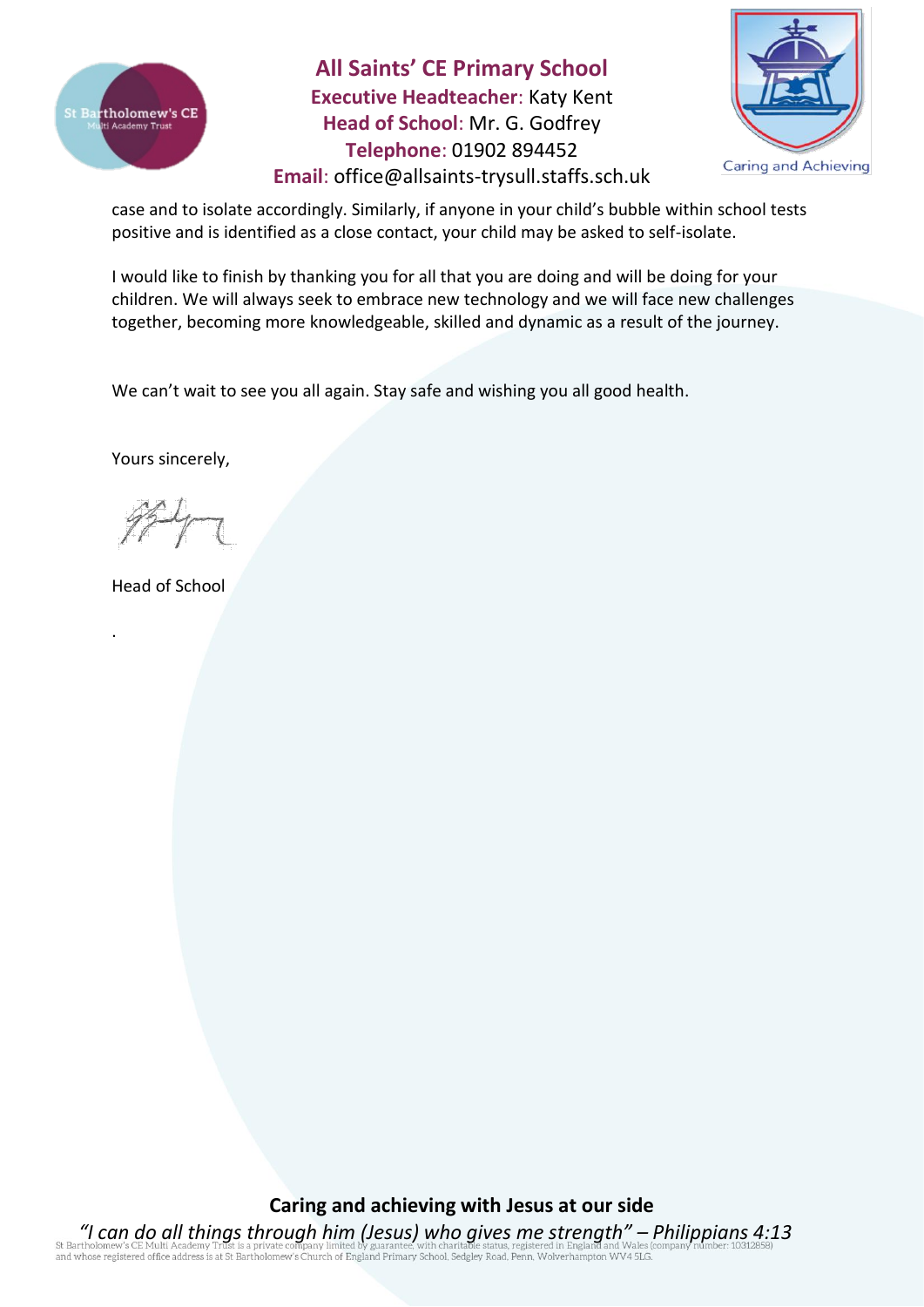case and to isolate accordingly. Similarly, if anyone in your child's bubble within school tests positive and is identified as a close contact, your child may be asked to self-isolate.

I would like to finish by thanking you for all that you are doing and will be doing for your children. We will always seek to embrace new technology and we will face new challenges together, becoming more knowledgeable, skilled and dynamic as a result of the journey.

We can't wait to see you all again. Stay safe and wishing you all good health.

Yours sincerely,

Head of School

.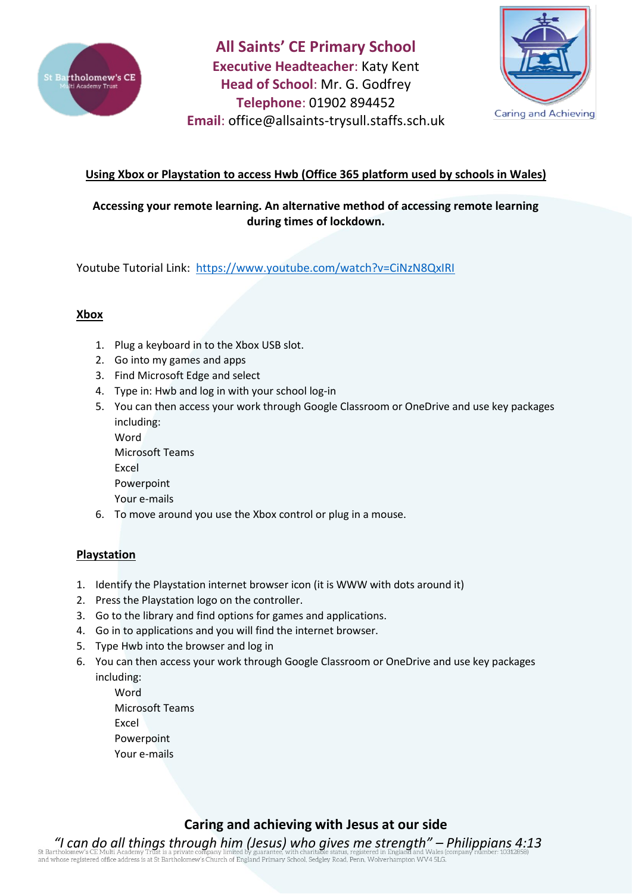# All Saints' CE Primary School

**Executive Headteacher**: Katy Kent
**Head of School**: Mr. G. Godfrey
**Telephone**: 01902 894452
**Email**: office@allsaints-trysull.staffs.sch.uk

Caring and Achieving

**Using Xbox or Playstation to access Hwb (Office 365 platform used by schools in Wales)**

**Accessing your remote learning. An alternative method of accessing remote learning during times of lockdown.**

Youtube Tutorial Link: https://www.youtube.com/watch?v=CiNzN8QxIRI

## Xbox

1. Plug a keyboard in to the Xbox USB slot.
2. Go into my games and apps
3. Find Microsoft Edge and select
4. Type in: Hwb and log in with your school log-in
5. You can then access your work through Google Classroom or OneDrive and use key packages including:
   Word
   Microsoft Teams
   Excel
   Powerpoint
   Your e-mails
6. To move around you use the Xbox control or plug in a mouse.

## Playstation

1. Identify the Playstation internet browser icon (it is WWW with dots around it)
2. Press the Playstation logo on the controller.
3. Go to the library and find options for games and applications.
4. Go in to applications and you will find the internet browser.
5. Type Hwb into the browser and log in
6. You can then access your work through Google Classroom or OneDrive and use key packages including:
   Word
   Microsoft Teams
   Excel
   Powerpoint
   Your e-mails

**Caring and achieving with Jesus at our side**

*"I can do all things through him (Jesus) who gives me strength" – Philippians 4:13*

St Bartholomew's CE Multi Academy Trust is a private company limited by guarantee, with charitable status, registered in England and Wales (company number: 10312858) and whose registered office address is at St Bartholomew's Church of England Primary School, Sedgley Road, Penn, Wolverhampton WV4 5LG.